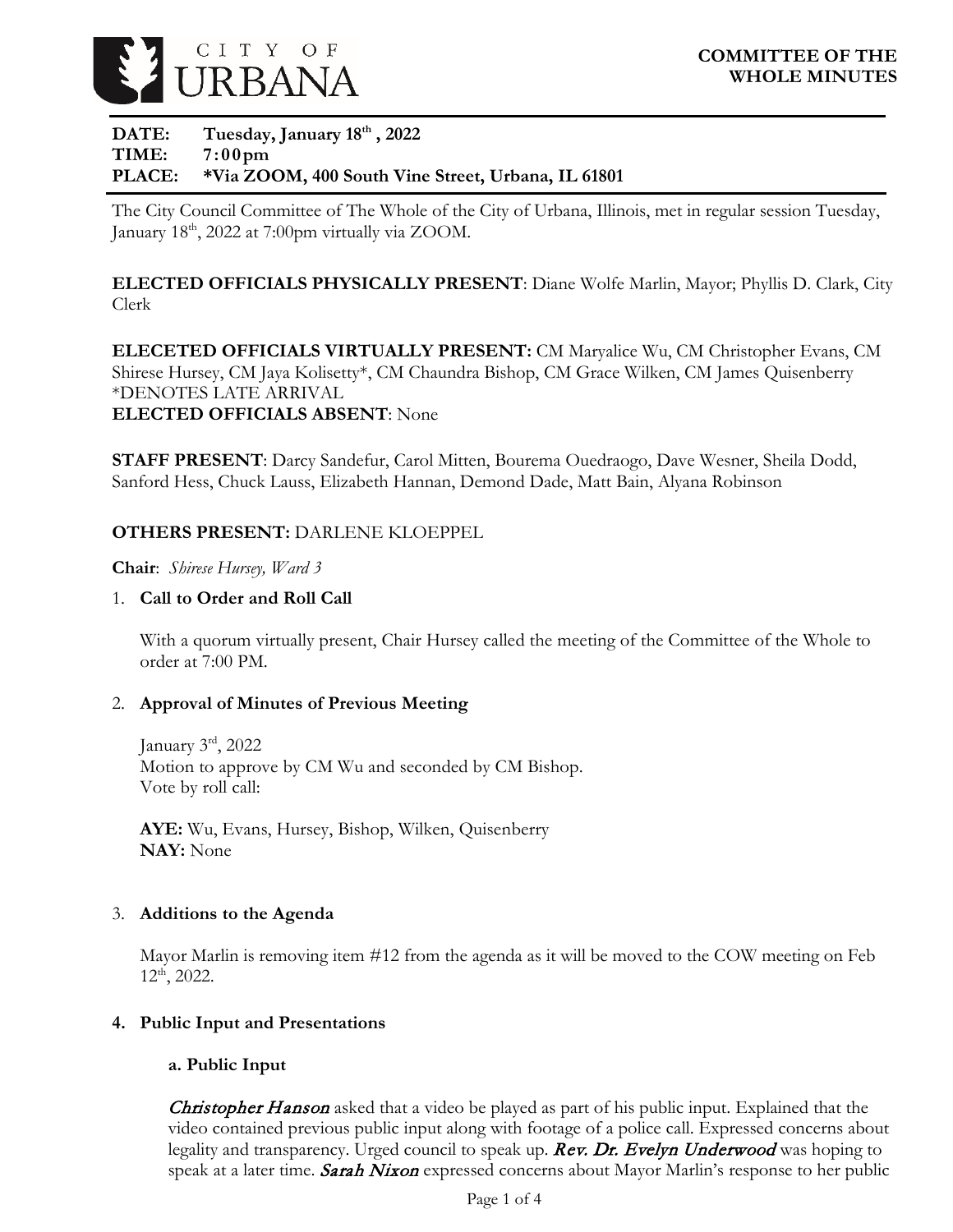CITY OF URBANA

# COMMITTEE OF THE WHOLE MINUTES

**DATE:** **Tuesday, January 18th , 2022**
**TIME:** **7:00pm**
**PLACE:** **\*Via ZOOM, 400 South Vine Street, Urbana, IL 61801**

The City Council Committee of The Whole of the City of Urbana, Illinois, met in regular session Tuesday, January 18th, 2022 at 7:00pm virtually via ZOOM.

**ELECTED OFFICIALS PHYSICALLY PRESENT**: Diane Wolfe Marlin, Mayor; Phyllis D. Clark, City Clerk

**ELECETED OFFICIALS VIRTUALLY PRESENT:** CM Maryalice Wu, CM Christopher Evans, CM Shirese Hursey, CM Jaya Kolisetty*, CM Chaundra Bishop, CM Grace Wilken, CM James Quisenberry
*DENOTES LATE ARRIVAL
**ELECTED OFFICIALS ABSENT**: None

**STAFF PRESENT**: Darcy Sandefur, Carol Mitten, Bourema Ouedraogo, Dave Wesner, Sheila Dodd, Sanford Hess, Chuck Lauss, Elizabeth Hannan, Demond Dade, Matt Bain, Alyana Robinson

**OTHERS PRESENT:** DARLENE KLOEPPEL

**Chair**: *Shirese Hursey, Ward 3*

1. **Call to Order and Roll Call**

   With a quorum virtually present, Chair Hursey called the meeting of the Committee of the Whole to order at 7:00 PM.

2. **Approval of Minutes of Previous Meeting**

   January 3rd, 2022
   Motion to approve by CM Wu and seconded by CM Bishop.
   Vote by roll call:

   **AYE:** Wu, Evans, Hursey, Bishop, Wilken, Quisenberry
   **NAY:** None

3. **Additions to the Agenda**

   Mayor Marlin is removing item #12 from the agenda as it will be moved to the COW meeting on Feb 12th, 2022.

4. **Public Input and Presentations**

   **a. Public Input**

   ***Christopher Hanson*** asked that a video be played as part of his public input. Explained that the video contained previous public input along with footage of a police call. Expressed concerns about legality and transparency. Urged council to speak up. ***Rev. Dr. Evelyn Underwood*** was hoping to speak at a later time. ***Sarah Nixon*** expressed concerns about Mayor Marlin's response to her public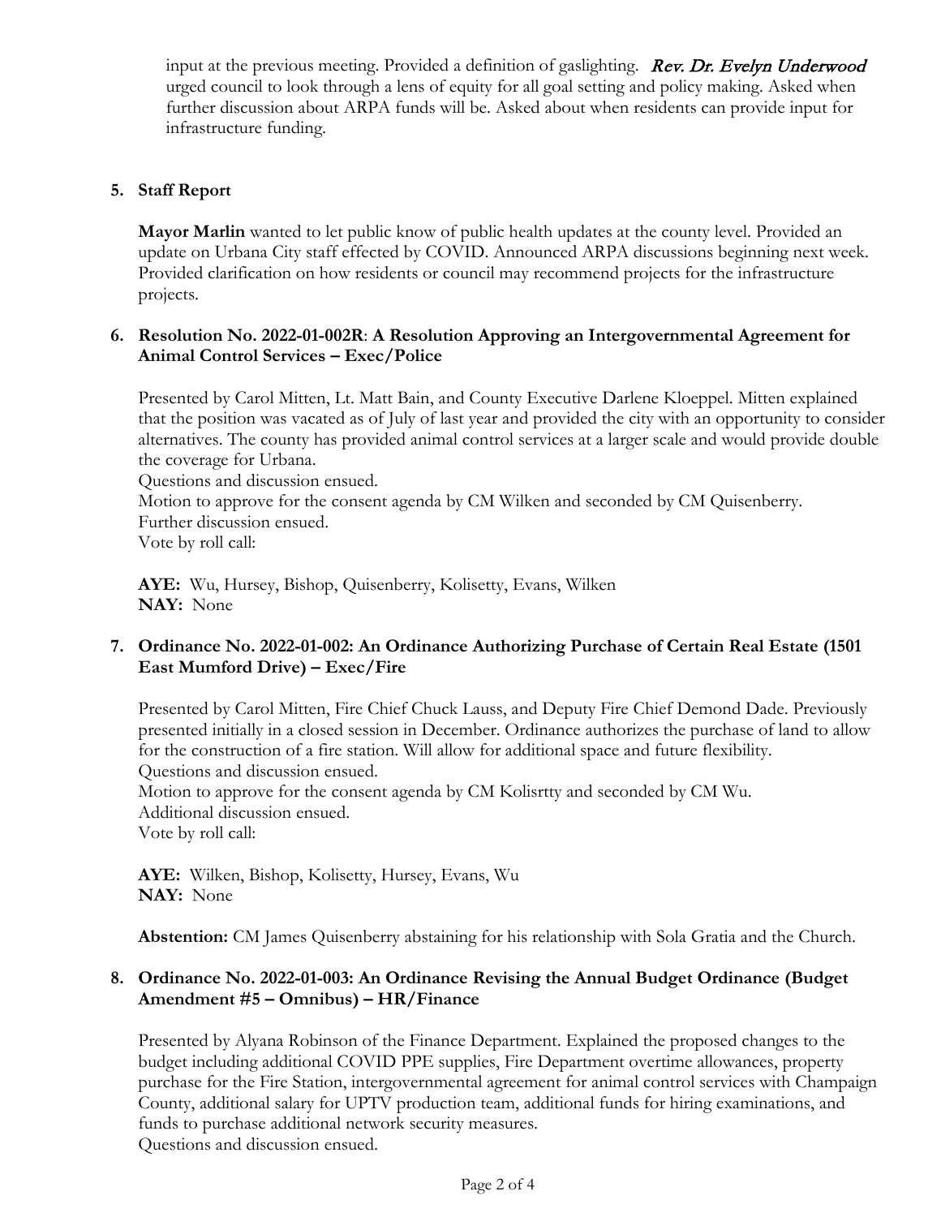input at the previous meeting. Provided a definition of gaslighting. *Rev. Dr. Evelyn Underwood* urged council to look through a lens of equity for all goal setting and policy making. Asked when further discussion about ARPA funds will be. Asked about when residents can provide input for infrastructure funding.

5. **Staff Report**

**Mayor Marlin** wanted to let public know of public health updates at the county level. Provided an update on Urbana City staff effected by COVID. Announced ARPA discussions beginning next week. Provided clarification on how residents or council may recommend projects for the infrastructure projects.

6. **Resolution No. 2022-01-002R: A Resolution Approving an Intergovernmental Agreement for Animal Control Services – Exec/Police**

Presented by Carol Mitten, Lt. Matt Bain, and County Executive Darlene Kloeppel. Mitten explained that the position was vacated as of July of last year and provided the city with an opportunity to consider alternatives. The county has provided animal control services at a larger scale and would provide double the coverage for Urbana.
Questions and discussion ensued.
Motion to approve for the consent agenda by CM Wilken and seconded by CM Quisenberry.
Further discussion ensued.
Vote by roll call:

**AYE:** Wu, Hursey, Bishop, Quisenberry, Kolisetty, Evans, Wilken
**NAY:** None

7. **Ordinance No. 2022-01-002: An Ordinance Authorizing Purchase of Certain Real Estate (1501 East Mumford Drive) – Exec/Fire**

Presented by Carol Mitten, Fire Chief Chuck Lauss, and Deputy Fire Chief Demond Dade. Previously presented initially in a closed session in December. Ordinance authorizes the purchase of land to allow for the construction of a fire station. Will allow for additional space and future flexibility.
Questions and discussion ensued.
Motion to approve for the consent agenda by CM Kolisrtty and seconded by CM Wu.
Additional discussion ensued.
Vote by roll call:

**AYE:** Wilken, Bishop, Kolisetty, Hursey, Evans, Wu
**NAY:** None

**Abstention:** CM James Quisenberry abstaining for his relationship with Sola Gratia and the Church.

8. **Ordinance No. 2022-01-003: An Ordinance Revising the Annual Budget Ordinance (Budget Amendment #5 – Omnibus) – HR/Finance**

Presented by Alyana Robinson of the Finance Department. Explained the proposed changes to the budget including additional COVID PPE supplies, Fire Department overtime allowances, property purchase for the Fire Station, intergovernmental agreement for animal control services with Champaign County, additional salary for UPTV production team, additional funds for hiring examinations, and funds to purchase additional network security measures.
Questions and discussion ensued.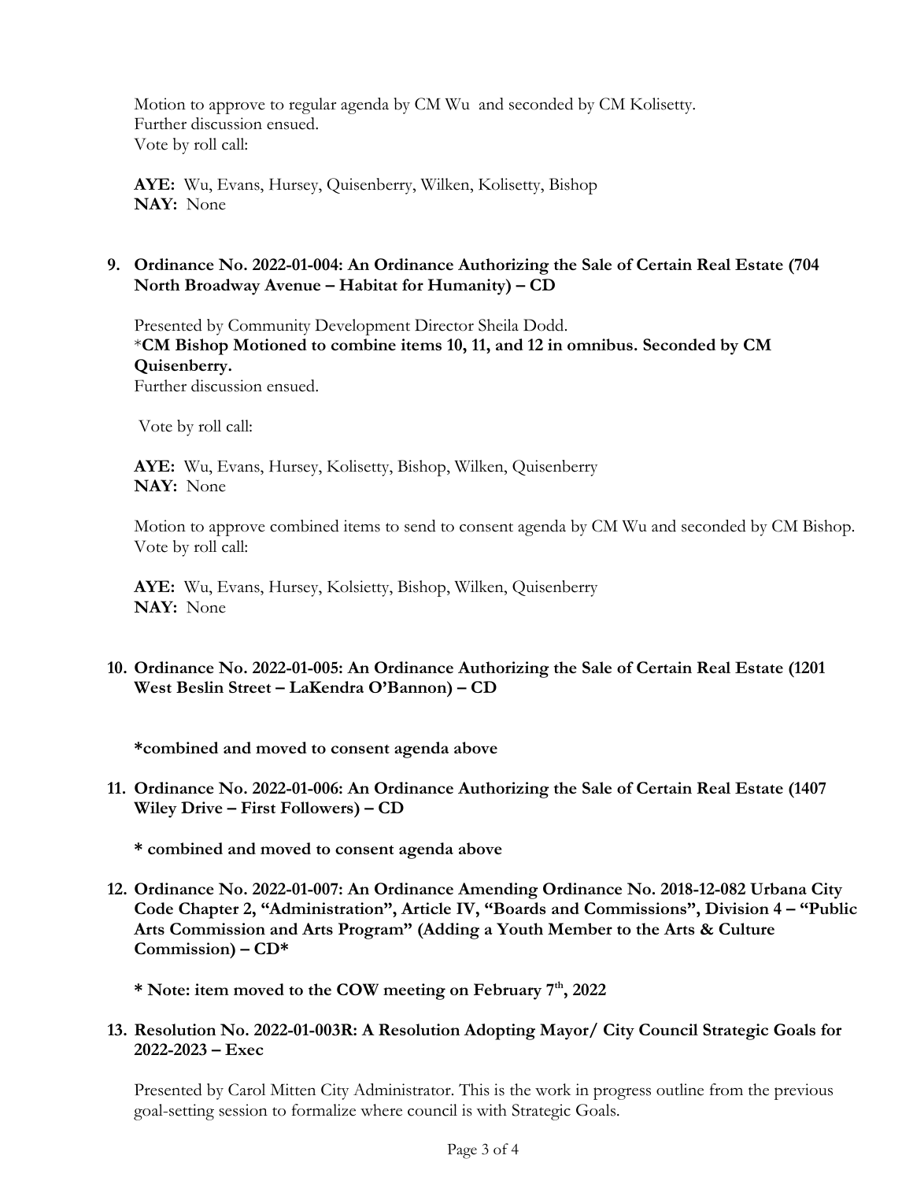Motion to approve to regular agenda by CM Wu and seconded by CM Kolisetty.
Further discussion ensued.
Vote by roll call:

**AYE:** Wu, Evans, Hursey, Quisenberry, Wilken, Kolisetty, Bishop
**NAY:** None

**9. Ordinance No. 2022-01-004: An Ordinance Authorizing the Sale of Certain Real Estate (704 North Broadway Avenue – Habitat for Humanity) – CD**

Presented by Community Development Director Sheila Dodd.
*__CM Bishop Motioned to combine items 10, 11, and 12 in omnibus. Seconded by CM Quisenberry.__
Further discussion ensued.

Vote by roll call:

**AYE:** Wu, Evans, Hursey, Kolisetty, Bishop, Wilken, Quisenberry
**NAY:** None

Motion to approve combined items to send to consent agenda by CM Wu and seconded by CM Bishop.
Vote by roll call:

**AYE:** Wu, Evans, Hursey, Kolsietty, Bishop, Wilken, Quisenberry
**NAY:** None

**10. Ordinance No. 2022-01-005: An Ordinance Authorizing the Sale of Certain Real Estate (1201 West Beslin Street – LaKendra O'Bannon) – CD**

**\*combined and moved to consent agenda above**

**11. Ordinance No. 2022-01-006: An Ordinance Authorizing the Sale of Certain Real Estate (1407 Wiley Drive – First Followers) – CD**

**\* combined and moved to consent agenda above**

**12. Ordinance No. 2022-01-007: An Ordinance Amending Ordinance No. 2018-12-082 Urbana City Code Chapter 2, "Administration", Article IV, "Boards and Commissions", Division 4 – "Public Arts Commission and Arts Program" (Adding a Youth Member to the Arts & Culture Commission) – CD\***

**\* Note: item moved to the COW meeting on February 7th, 2022**

**13. Resolution No. 2022-01-003R: A Resolution Adopting Mayor/ City Council Strategic Goals for 2022-2023 – Exec**

Presented by Carol Mitten City Administrator. This is the work in progress outline from the previous goal-setting session to formalize where council is with Strategic Goals.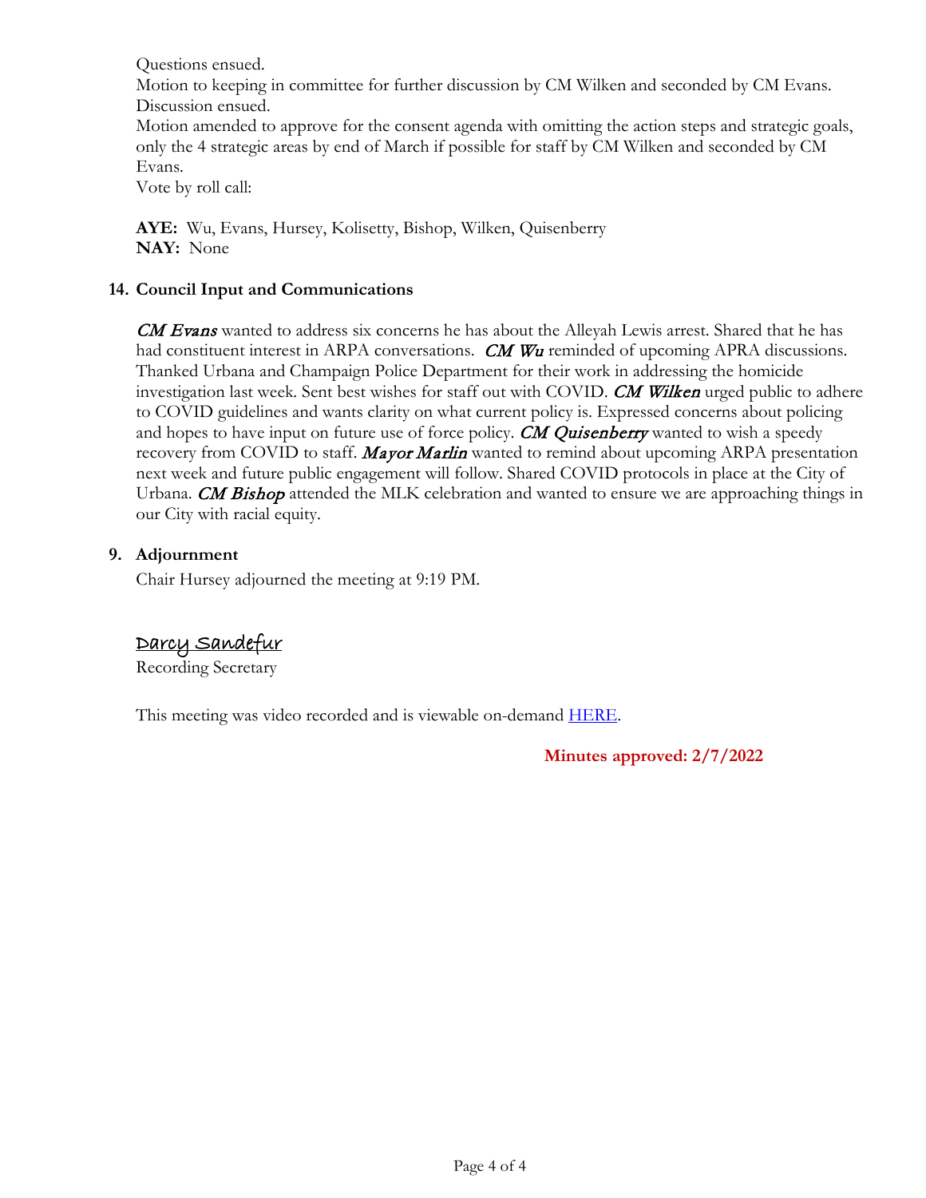Questions ensued.

Motion to keeping in committee for further discussion by CM Wilken and seconded by CM Evans. Discussion ensued.

Motion amended to approve for the consent agenda with omitting the action steps and strategic goals, only the 4 strategic areas by end of March if possible for staff by CM Wilken and seconded by CM Evans.

Vote by roll call:

**AYE:** Wu, Evans, Hursey, Kolisetty, Bishop, Wilken, Quisenberry
**NAY:** None

**14. Council Input and Communications**

*CM Evans* wanted to address six concerns he has about the Alleyah Lewis arrest. Shared that he has had constituent interest in ARPA conversations. *CM Wu* reminded of upcoming APRA discussions. Thanked Urbana and Champaign Police Department for their work in addressing the homicide investigation last week. Sent best wishes for staff out with COVID. *CM Wilken* urged public to adhere to COVID guidelines and wants clarity on what current policy is. Expressed concerns about policing and hopes to have input on future use of force policy. *CM Quisenberry* wanted to wish a speedy recovery from COVID to staff. *Mayor Marlin* wanted to remind about upcoming ARPA presentation next week and future public engagement will follow. Shared COVID protocols in place at the City of Urbana. *CM Bishop* attended the MLK celebration and wanted to ensure we are approaching things in our City with racial equity.

**9. Adjournment**

Chair Hursey adjourned the meeting at 9:19 PM.

Darcy Sandefur
Recording Secretary

This meeting was video recorded and is viewable on-demand HERE.

**Minutes approved: 2/7/2022**